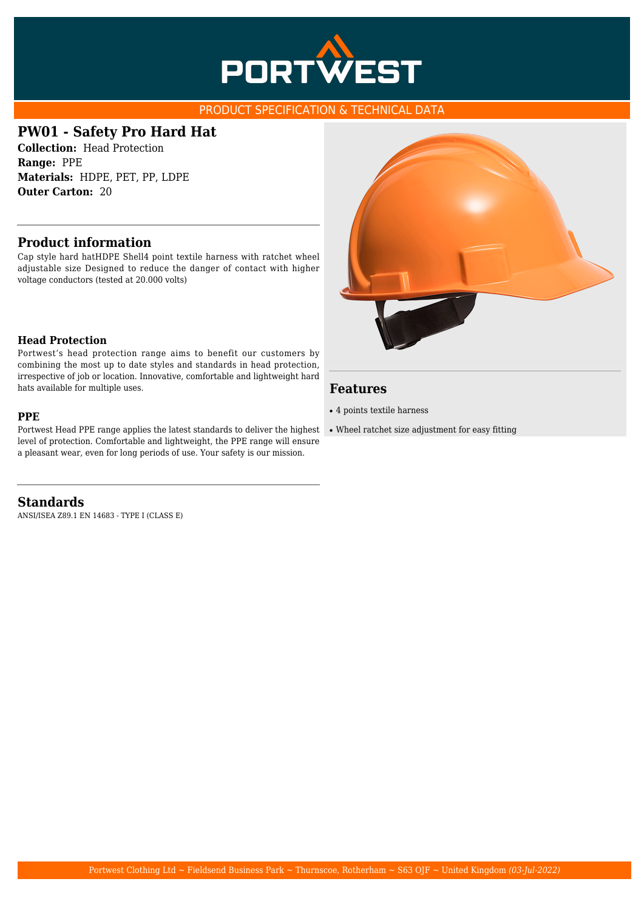PORTWEST

PRODUCT SPECIFICATION & TECHNICAL DATA

# PW01 - Safety Pro Hard Hat

**Collection:** Head Protection
**Range:** PPE
**Materials:** HDPE, PET, PP, LDPE
**Outer Carton:** 20

## Product information

Cap style hard hatHDPE Shell4 point textile harness with ratchet wheel adjustable size Designed to reduce the danger of contact with higher voltage conductors (tested at 20.000 volts)

### Head Protection

Portwest's head protection range aims to benefit our customers by combining the most up to date styles and standards in head protection, irrespective of job or location. Innovative, comfortable and lightweight hard hats available for multiple uses.

### PPE

Portwest Head PPE range applies the latest standards to deliver the highest level of protection. Comfortable and lightweight, the PPE range will ensure a pleasant wear, even for long periods of use. Your safety is our mission.

## Features

- 4 points textile harness
- Wheel ratchet size adjustment for easy fitting

## Standards

ANSI/ISEA Z89.1 EN 14683 - TYPE I (CLASS E)

Portwest Clothing Ltd ~ Fieldsend Business Park ~ Thurnscoe, Rotherham ~ S63 0JF ~ United Kingdom *(03-Jul-2022)*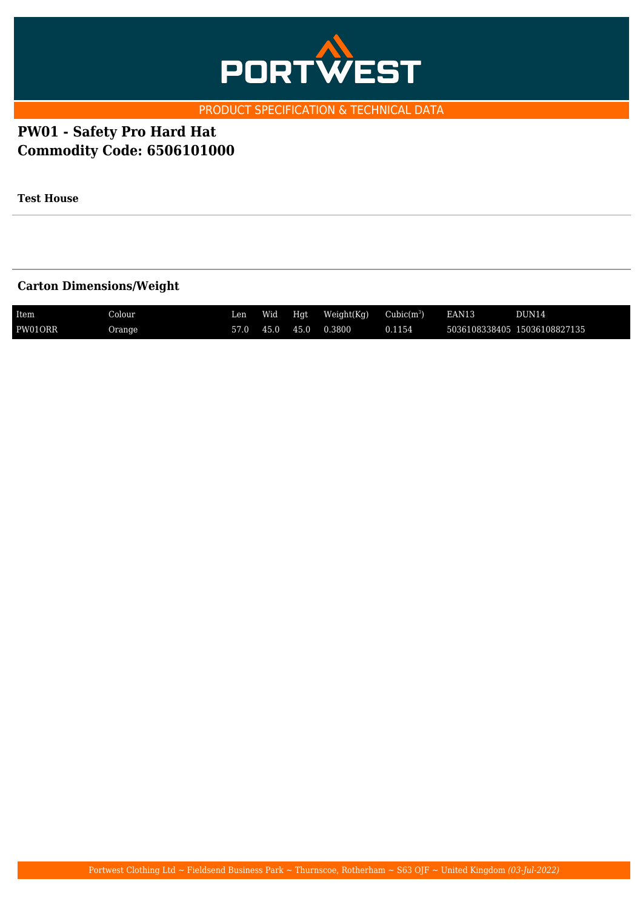PRODUCT SPECIFICATION & TECHNICAL DATA

**PW01 - Safety Pro Hard Hat**
**Commodity Code: 6506101000**

**Test House**

**Carton Dimensions/Weight**

| Item | Colour | Len | Wid | Hgt | Weight(Kg) | Cubic($m^3$) | EAN13 | DUN14 |
|---|---|---|---|---|---|---|---|---|
| PW01ORR | Orange | 57.0 | 45.0 | 45.0 | 0.3800 | 0.1154 | 5036108338405 | 15036108827135 |

Portwest Clothing Ltd ~ Fieldsend Business Park ~ Thurnscoe, Rotherham ~ S63 OJF ~ United Kingdom *(03-Jul-2022)*